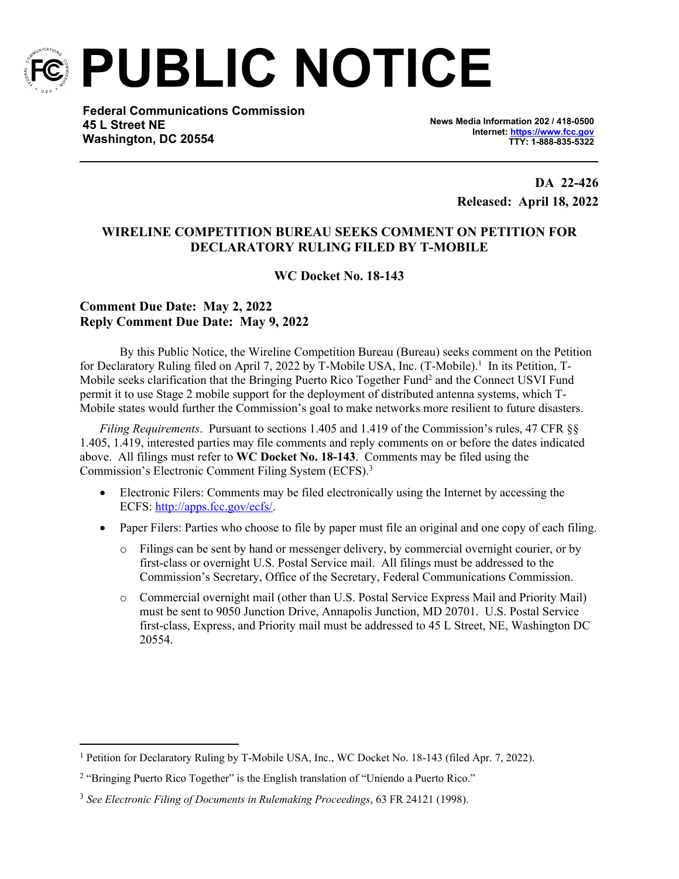# PUBLIC NOTICE

**Federal Communications Commission**
**45 L Street NE**
**Washington, DC 20554**

**News Media Information 202 / 418-0500**
**Internet: https://www.fcc.gov**
**TTY: 1-888-835-5322**

**DA 22-426**
**Released: April 18, 2022**

## WIRELINE COMPETITION BUREAU SEEKS COMMENT ON PETITION FOR DECLARATORY RULING FILED BY T-MOBILE

### WC Docket No. 18-143

**Comment Due Date: May 2, 2022**
**Reply Comment Due Date: May 9, 2022**

By this Public Notice, the Wireline Competition Bureau (Bureau) seeks comment on the Petition for Declaratory Ruling filed on April 7, 2022 by T-Mobile USA, Inc. (T-Mobile).[1] In its Petition, T-Mobile seeks clarification that the Bringing Puerto Rico Together Fund[2] and the Connect USVI Fund permit it to use Stage 2 mobile support for the deployment of distributed antenna systems, which T-Mobile states would further the Commission's goal to make networks more resilient to future disasters.

*Filing Requirements*. Pursuant to sections 1.405 and 1.419 of the Commission's rules, 47 CFR §§ 1.405, 1.419, interested parties may file comments and reply comments on or before the dates indicated above. All filings must refer to **WC Docket No. 18-143**. Comments may be filed using the Commission's Electronic Comment Filing System (ECFS).[3]

- Electronic Filers: Comments may be filed electronically using the Internet by accessing the ECFS: http://apps.fcc.gov/ecfs/.
- Paper Filers: Parties who choose to file by paper must file an original and one copy of each filing.
  - Filings can be sent by hand or messenger delivery, by commercial overnight courier, or by first-class or overnight U.S. Postal Service mail. All filings must be addressed to the Commission's Secretary, Office of the Secretary, Federal Communications Commission.
  - Commercial overnight mail (other than U.S. Postal Service Express Mail and Priority Mail) must be sent to 9050 Junction Drive, Annapolis Junction, MD 20701. U.S. Postal Service first-class, Express, and Priority mail must be addressed to 45 L Street, NE, Washington DC 20554.

---

[1] Petition for Declaratory Ruling by T-Mobile USA, Inc., WC Docket No. 18-143 (filed Apr. 7, 2022).

[2] "Bringing Puerto Rico Together" is the English translation of "Uniendo a Puerto Rico."

[3] *See Electronic Filing of Documents in Rulemaking Proceedings*, 63 FR 24121 (1998).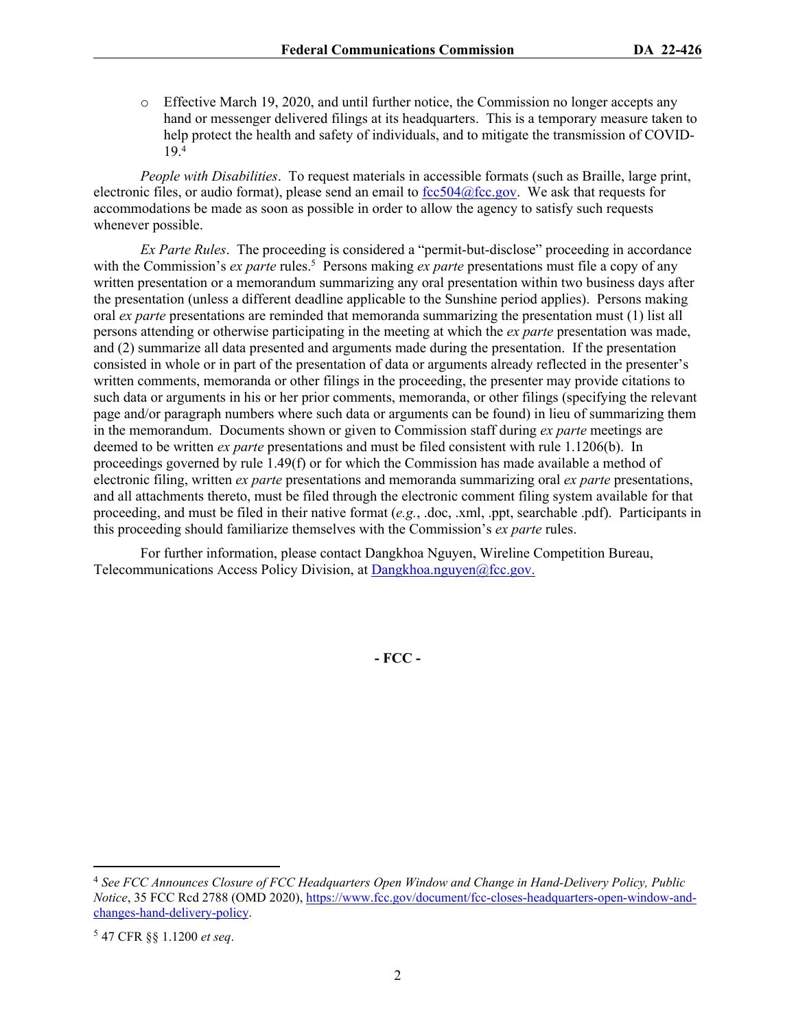- Effective March 19, 2020, and until further notice, the Commission no longer accepts any hand or messenger delivered filings at its headquarters. This is a temporary measure taken to help protect the health and safety of individuals, and to mitigate the transmission of COVID-19.[4]

*People with Disabilities*. To request materials in accessible formats (such as Braille, large print, electronic files, or audio format), please send an email to fcc504@fcc.gov. We ask that requests for accommodations be made as soon as possible in order to allow the agency to satisfy such requests whenever possible.

*Ex Parte Rules*. The proceeding is considered a "permit-but-disclose" proceeding in accordance with the Commission's *ex parte* rules.[5] Persons making *ex parte* presentations must file a copy of any written presentation or a memorandum summarizing any oral presentation within two business days after the presentation (unless a different deadline applicable to the Sunshine period applies). Persons making oral *ex parte* presentations are reminded that memoranda summarizing the presentation must (1) list all persons attending or otherwise participating in the meeting at which the *ex parte* presentation was made, and (2) summarize all data presented and arguments made during the presentation. If the presentation consisted in whole or in part of the presentation of data or arguments already reflected in the presenter's written comments, memoranda or other filings in the proceeding, the presenter may provide citations to such data or arguments in his or her prior comments, memoranda, or other filings (specifying the relevant page and/or paragraph numbers where such data or arguments can be found) in lieu of summarizing them in the memorandum. Documents shown or given to Commission staff during *ex parte* meetings are deemed to be written *ex parte* presentations and must be filed consistent with rule 1.1206(b). In proceedings governed by rule 1.49(f) or for which the Commission has made available a method of electronic filing, written *ex parte* presentations and memoranda summarizing oral *ex parte* presentations, and all attachments thereto, must be filed through the electronic comment filing system available for that proceeding, and must be filed in their native format (*e.g.*, .doc, .xml, .ppt, searchable .pdf). Participants in this proceeding should familiarize themselves with the Commission's *ex parte* rules.

For further information, please contact Dangkhoa Nguyen, Wireline Competition Bureau, Telecommunications Access Policy Division, at Dangkhoa.nguyen@fcc.gov.

**- FCC -**

---

[4] *See FCC Announces Closure of FCC Headquarters Open Window and Change in Hand-Delivery Policy, Public Notice*, 35 FCC Rcd 2788 (OMD 2020), https://www.fcc.gov/document/fcc-closes-headquarters-open-window-and-changes-hand-delivery-policy.

[5] 47 CFR §§ 1.1200 *et seq*.